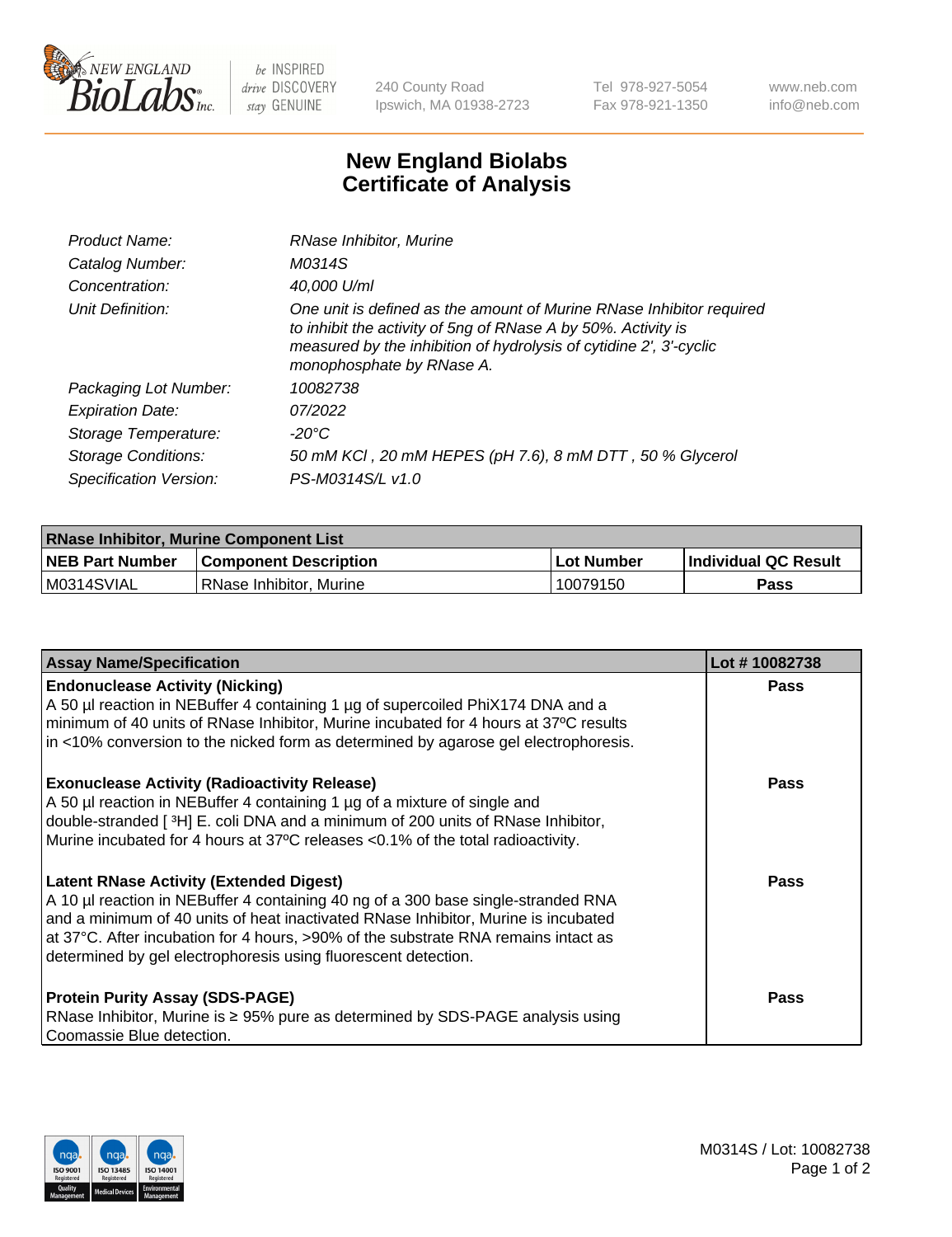# New England Biolabs Certificate of Analysis

| | |
|---|---|
| *Product Name:* | *RNase Inhibitor, Murine* |
| *Catalog Number:* | *M0314S* |
| *Concentration:* | *40,000 U/ml* |
| *Unit Definition:* | *One unit is defined as the amount of Murine RNase Inhibitor required to inhibit the activity of 5ng of RNase A by 50%. Activity is measured by the inhibition of hydrolysis of cytidine 2', 3'-cyclic monophosphate by RNase A.* |
| *Packaging Lot Number:* | *10082738* |
| *Expiration Date:* | *07/2022* |
| *Storage Temperature:* | *-20°C* |
| *Storage Conditions:* | *50 mM KCl , 20 mM HEPES (pH 7.6), 8 mM DTT , 50 % Glycerol* |
| *Specification Version:* | *PS-M0314S/L v1.0* |

| RNase Inhibitor, Murine Component List | | | |
|---|---|---|---|
| **NEB Part Number** | **Component Description** | **Lot Number** | **Individual QC Result** |
| M0314SVIAL | RNase Inhibitor, Murine | 10079150 | **Pass** |

| Assay Name/Specification | Lot # 10082738 |
|---|---|
| **Endonuclease Activity (Nicking)**<br>A 50 µl reaction in NEBuffer 4 containing 1 µg of supercoiled PhiX174 DNA and a minimum of 40 units of RNase Inhibitor, Murine incubated for 4 hours at 37ºC results in <10% conversion to the nicked form as determined by agarose gel electrophoresis. | **Pass** |
| **Exonuclease Activity (Radioactivity Release)**<br>A 50 µl reaction in NEBuffer 4 containing 1 µg of a mixture of single and double-stranded [ $^{3}$H] E. coli DNA and a minimum of 200 units of RNase Inhibitor, Murine incubated for 4 hours at 37ºC releases <0.1% of the total radioactivity. | **Pass** |
| **Latent RNase Activity (Extended Digest)**<br>A 10 µl reaction in NEBuffer 4 containing 40 ng of a 300 base single-stranded RNA and a minimum of 40 units of heat inactivated RNase Inhibitor, Murine is incubated at 37°C. After incubation for 4 hours, >90% of the substrate RNA remains intact as determined by gel electrophoresis using fluorescent detection. | **Pass** |
| **Protein Purity Assay (SDS-PAGE)**<br>RNase Inhibitor, Murine is ≥ 95% pure as determined by SDS-PAGE analysis using Coomassie Blue detection. | **Pass** |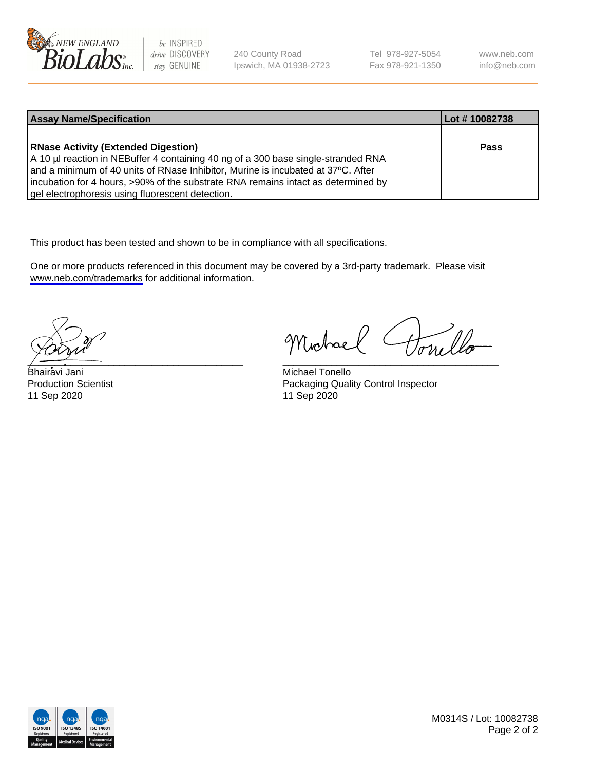| Assay Name/Specification | Lot # 10082738 |
|---|---|
| **RNase Activity (Extended Digestion)**<br>A 10 µl reaction in NEBuffer 4 containing 40 ng of a 300 base single-stranded RNA and a minimum of 40 units of RNase Inhibitor, Murine is incubated at 37ºC. After incubation for 4 hours, >90% of the substrate RNA remains intact as determined by gel electrophoresis using fluorescent detection. | **Pass** |

This product has been tested and shown to be in compliance with all specifications.

One or more products referenced in this document may be covered by a 3rd-party trademark. Please visit www.neb.com/trademarks for additional information.

Bhairavi Jani
Production Scientist
11 Sep 2020

Michael Tonello
Packaging Quality Control Inspector
11 Sep 2020

M0314S / Lot: 10082738